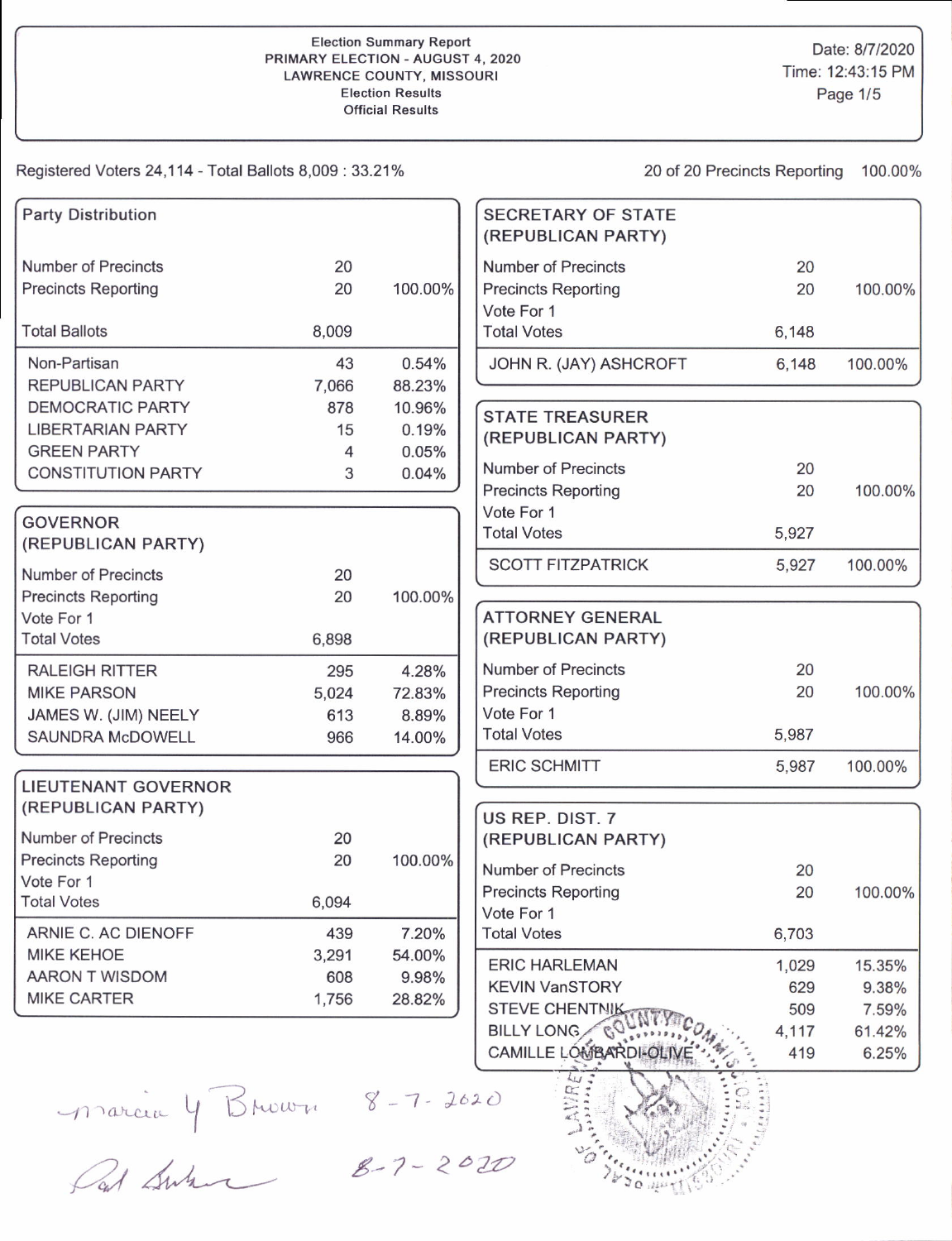# Election Summary Report

**PRIMARY ELECTION - AUGUST 4, 2020**
**LAWRENCE COUNTY, MISSOURI**
**Election Results**
**Official Results**

Date: 8/7/2020
Time: 12:43:15 PM

Registered Voters 24,114 - Total Ballots 8,009 : 33.21%

20 of 20 Precincts Reporting 100.00%

## Party Distribution

| | | |
|---|---|---|
| Number of Precincts | 20 | |
| Precincts Reporting | 20 | 100.00% |
| Total Ballots | 8,009 | |
| Non-Partisan | 43 | 0.54% |
| REPUBLICAN PARTY | 7,066 | 88.23% |
| DEMOCRATIC PARTY | 878 | 10.96% |
| LIBERTARIAN PARTY | 15 | 0.19% |
| GREEN PARTY | 4 | 0.05% |
| CONSTITUTION PARTY | 3 | 0.04% |

## GOVERNOR (REPUBLICAN PARTY)

| | | |
|---|---|---|
| Number of Precincts | 20 | |
| Precincts Reporting | 20 | 100.00% |
| Vote For 1 | | |
| Total Votes | 6,898 | |
| RALEIGH RITTER | 295 | 4.28% |
| MIKE PARSON | 5,024 | 72.83% |
| JAMES W. (JIM) NEELY | 613 | 8.89% |
| SAUNDRA McDOWELL | 966 | 14.00% |

## LIEUTENANT GOVERNOR (REPUBLICAN PARTY)

| | | |
|---|---|---|
| Number of Precincts | 20 | |
| Precincts Reporting | 20 | 100.00% |
| Vote For 1 | | |
| Total Votes | 6,094 | |
| ARNIE C. AC DIENOFF | 439 | 7.20% |
| MIKE KEHOE | 3,291 | 54.00% |
| AARON T WISDOM | 608 | 9.98% |
| MIKE CARTER | 1,756 | 28.82% |

## SECRETARY OF STATE (REPUBLICAN PARTY)

| | | |
|---|---|---|
| Number of Precincts | 20 | |
| Precincts Reporting | 20 | 100.00% |
| Vote For 1 | | |
| Total Votes | 6,148 | |
| JOHN R. (JAY) ASHCROFT | 6,148 | 100.00% |

## STATE TREASURER (REPUBLICAN PARTY)

| | | |
|---|---|---|
| Number of Precincts | 20 | |
| Precincts Reporting | 20 | 100.00% |
| Vote For 1 | | |
| Total Votes | 5,927 | |
| SCOTT FITZPATRICK | 5,927 | 100.00% |

## ATTORNEY GENERAL (REPUBLICAN PARTY)

| | | |
|---|---|---|
| Number of Precincts | 20 | |
| Precincts Reporting | 20 | 100.00% |
| Vote For 1 | | |
| Total Votes | 5,987 | |
| ERIC SCHMITT | 5,987 | 100.00% |

## US REP. DIST. 7 (REPUBLICAN PARTY)

| | | |
|---|---|---|
| Number of Precincts | 20 | |
| Precincts Reporting | 20 | 100.00% |
| Vote For 1 | | |
| Total Votes | 6,703 | |
| ERIC HARLEMAN | 1,029 | 15.35% |
| KEVIN VanSTORY | 629 | 9.38% |
| STEVE CHENTNIK | 509 | 7.59% |
| BILLY LONG | 4,117 | 61.42% |
| CAMILLE LOMBARDI-OLIVE | 419 | 6.25% |

Marcia Y Brown 8-7-2020

8-7-2020

SEAL OF LAWRENCE COUNTY COMMISSION, MISSOURI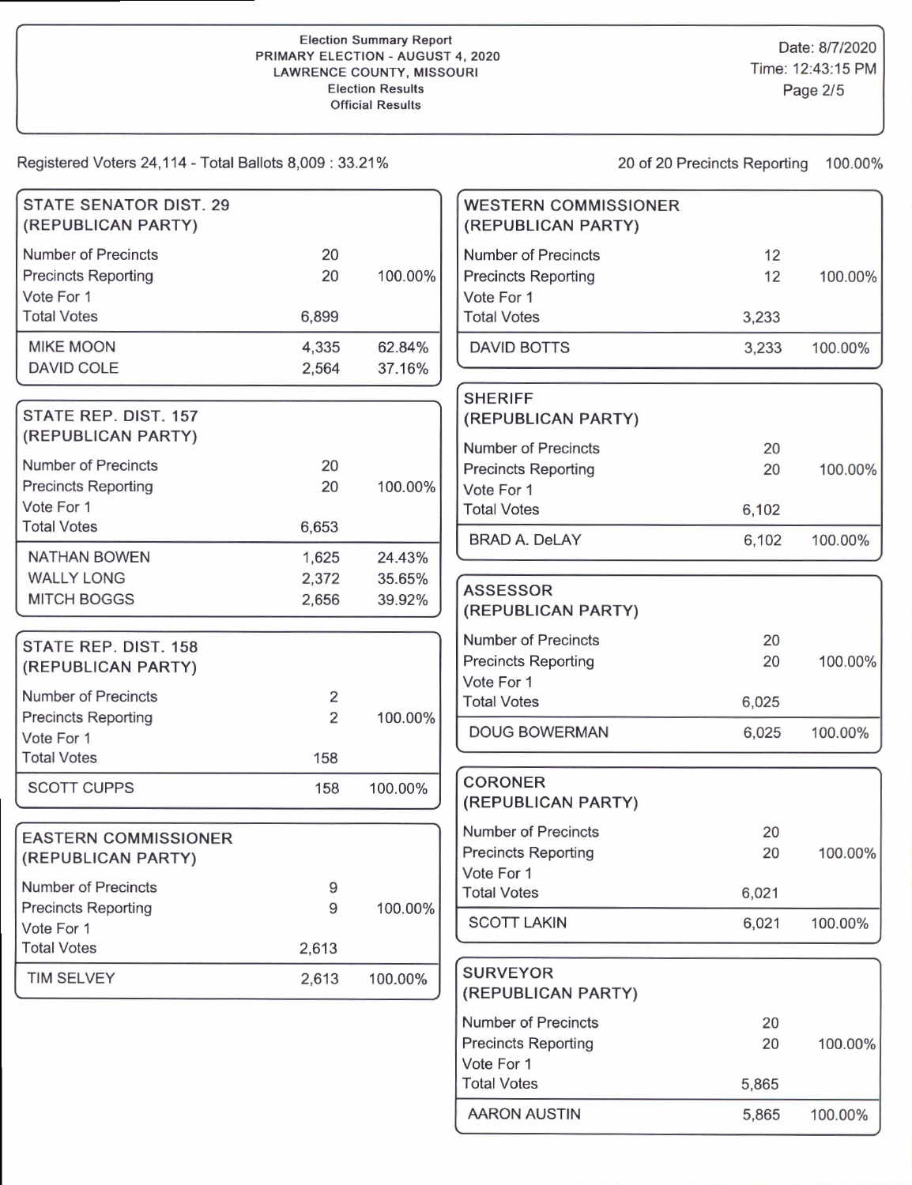# Election Summary Report

PRIMARY ELECTION - AUGUST 4, 2020
LAWRENCE COUNTY, MISSOURI
Election Results
Official Results

Date: 8/7/2020
Time: 12:43:15 PM

Registered Voters 24,114 - Total Ballots 8,009 : 33.21%

20 of 20 Precincts Reporting 100.00%

## STATE SENATOR DIST. 29 (REPUBLICAN PARTY)

| | | |
|---|---|---|
| Number of Precincts | 20 | |
| Precincts Reporting | 20 | 100.00% |
| Vote For 1 | | |
| Total Votes | 6,899 | |
| MIKE MOON | 4,335 | 62.84% |
| DAVID COLE | 2,564 | 37.16% |

## STATE REP. DIST. 157 (REPUBLICAN PARTY)

| | | |
|---|---|---|
| Number of Precincts | 20 | |
| Precincts Reporting | 20 | 100.00% |
| Vote For 1 | | |
| Total Votes | 6,653 | |
| NATHAN BOWEN | 1,625 | 24.43% |
| WALLY LONG | 2,372 | 35.65% |
| MITCH BOGGS | 2,656 | 39.92% |

## STATE REP. DIST. 158 (REPUBLICAN PARTY)

| | | |
|---|---|---|
| Number of Precincts | 2 | |
| Precincts Reporting | 2 | 100.00% |
| Vote For 1 | | |
| Total Votes | 158 | |
| SCOTT CUPPS | 158 | 100.00% |

## EASTERN COMMISSIONER (REPUBLICAN PARTY)

| | | |
|---|---|---|
| Number of Precincts | 9 | |
| Precincts Reporting | 9 | 100.00% |
| Vote For 1 | | |
| Total Votes | 2,613 | |
| TIM SELVEY | 2,613 | 100.00% |

## WESTERN COMMISSIONER (REPUBLICAN PARTY)

| | | |
|---|---|---|
| Number of Precincts | 12 | |
| Precincts Reporting | 12 | 100.00% |
| Vote For 1 | | |
| Total Votes | 3,233 | |
| DAVID BOTTS | 3,233 | 100.00% |

## SHERIFF (REPUBLICAN PARTY)

| | | |
|---|---|---|
| Number of Precincts | 20 | |
| Precincts Reporting | 20 | 100.00% |
| Vote For 1 | | |
| Total Votes | 6,102 | |
| BRAD A. DeLAY | 6,102 | 100.00% |

## ASSESSOR (REPUBLICAN PARTY)

| | | |
|---|---|---|
| Number of Precincts | 20 | |
| Precincts Reporting | 20 | 100.00% |
| Vote For 1 | | |
| Total Votes | 6,025 | |
| DOUG BOWERMAN | 6,025 | 100.00% |

## CORONER (REPUBLICAN PARTY)

| | | |
|---|---|---|
| Number of Precincts | 20 | |
| Precincts Reporting | 20 | 100.00% |
| Vote For 1 | | |
| Total Votes | 6,021 | |
| SCOTT LAKIN | 6,021 | 100.00% |

## SURVEYOR (REPUBLICAN PARTY)

| | | |
|---|---|---|
| Number of Precincts | 20 | |
| Precincts Reporting | 20 | 100.00% |
| Vote For 1 | | |
| Total Votes | 5,865 | |
| AARON AUSTIN | 5,865 | 100.00% |